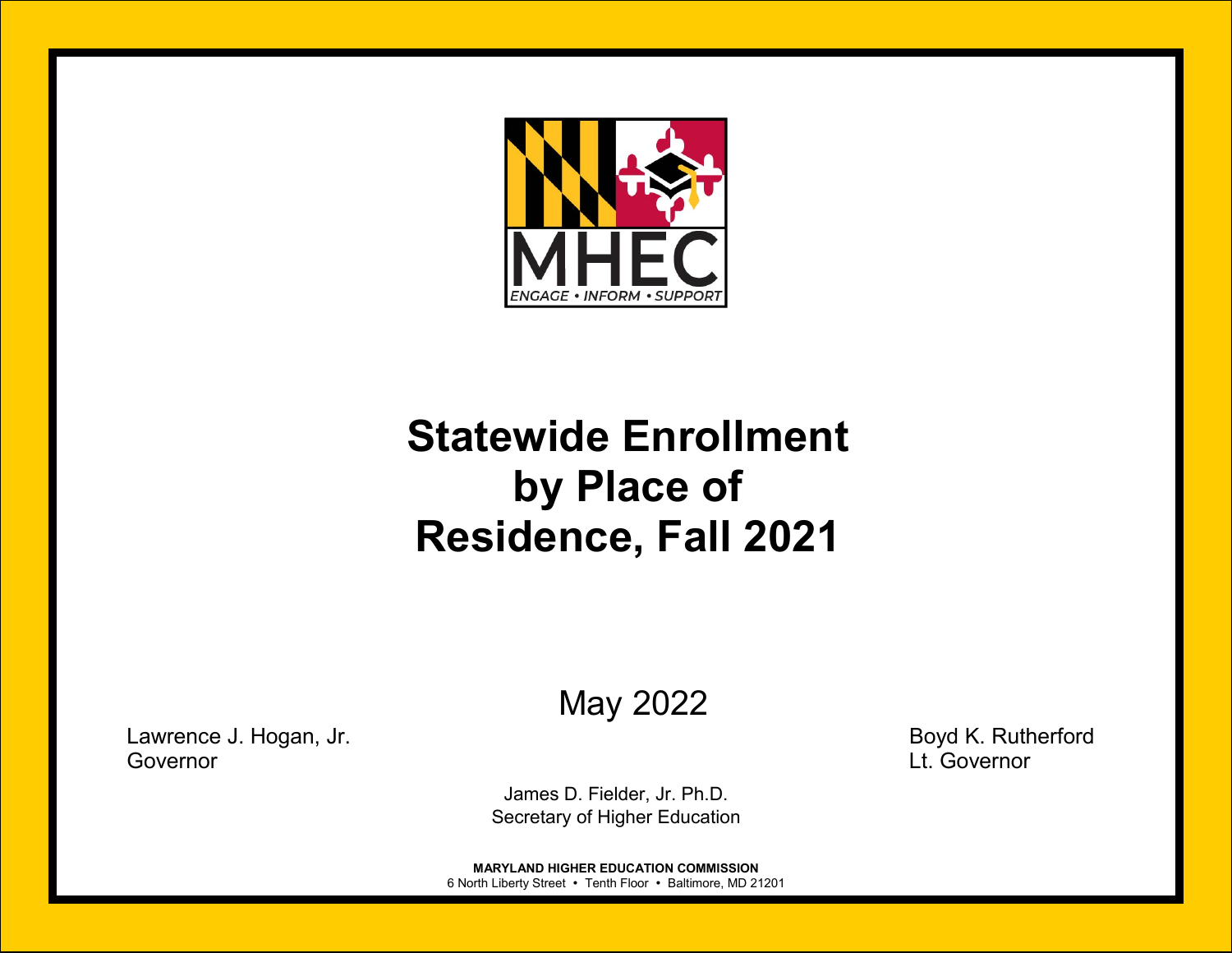MHEC

ENGAGE • INFORM • SUPPORT

# Statewide Enrollment by Place of Residence, Fall 2021

May 2022

Lawrence J. Hogan, Jr.
Governor

Boyd K. Rutherford
Lt. Governor

James D. Fielder, Jr. Ph.D.
Secretary of Higher Education

**MARYLAND HIGHER EDUCATION COMMISSION**
6 North Liberty Street • Tenth Floor • Baltimore, MD 21201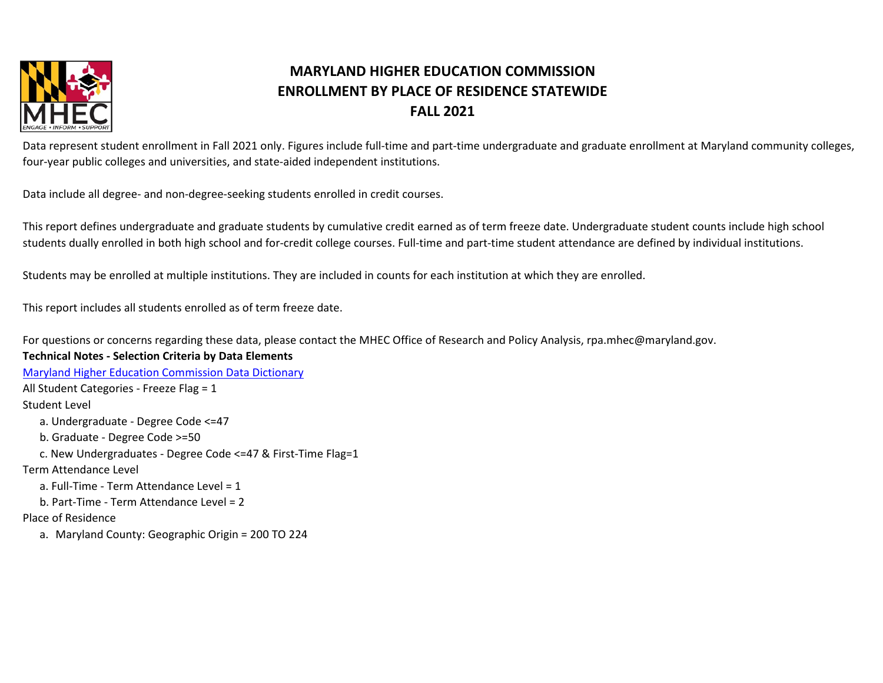# MARYLAND HIGHER EDUCATION COMMISSION
# ENROLLMENT BY PLACE OF RESIDENCE STATEWIDE
# FALL 2021

Data represent student enrollment in Fall 2021 only. Figures include full-time and part-time undergraduate and graduate enrollment at Maryland community colleges, four-year public colleges and universities, and state-aided independent institutions.

Data include all degree- and non-degree-seeking students enrolled in credit courses.

This report defines undergraduate and graduate students by cumulative credit earned as of term freeze date. Undergraduate student counts include high school students dually enrolled in both high school and for-credit college courses. Full-time and part-time student attendance are defined by individual institutions.

Students may be enrolled at multiple institutions. They are included in counts for each institution at which they are enrolled.

This report includes all students enrolled as of term freeze date.

For questions or concerns regarding these data, please contact the MHEC Office of Research and Policy Analysis, rpa.mhec@maryland.gov.

**Technical Notes - Selection Criteria by Data Elements**

Maryland Higher Education Commission Data Dictionary

All Student Categories - Freeze Flag = 1

Student Level

- a. Undergraduate - Degree Code <=47
- b. Graduate - Degree Code >=50
- c. New Undergraduates - Degree Code <=47 & First-Time Flag=1

Term Attendance Level

- a. Full-Time - Term Attendance Level = 1
- b. Part-Time - Term Attendance Level = 2

Place of Residence

- a. Maryland County: Geographic Origin = 200 TO 224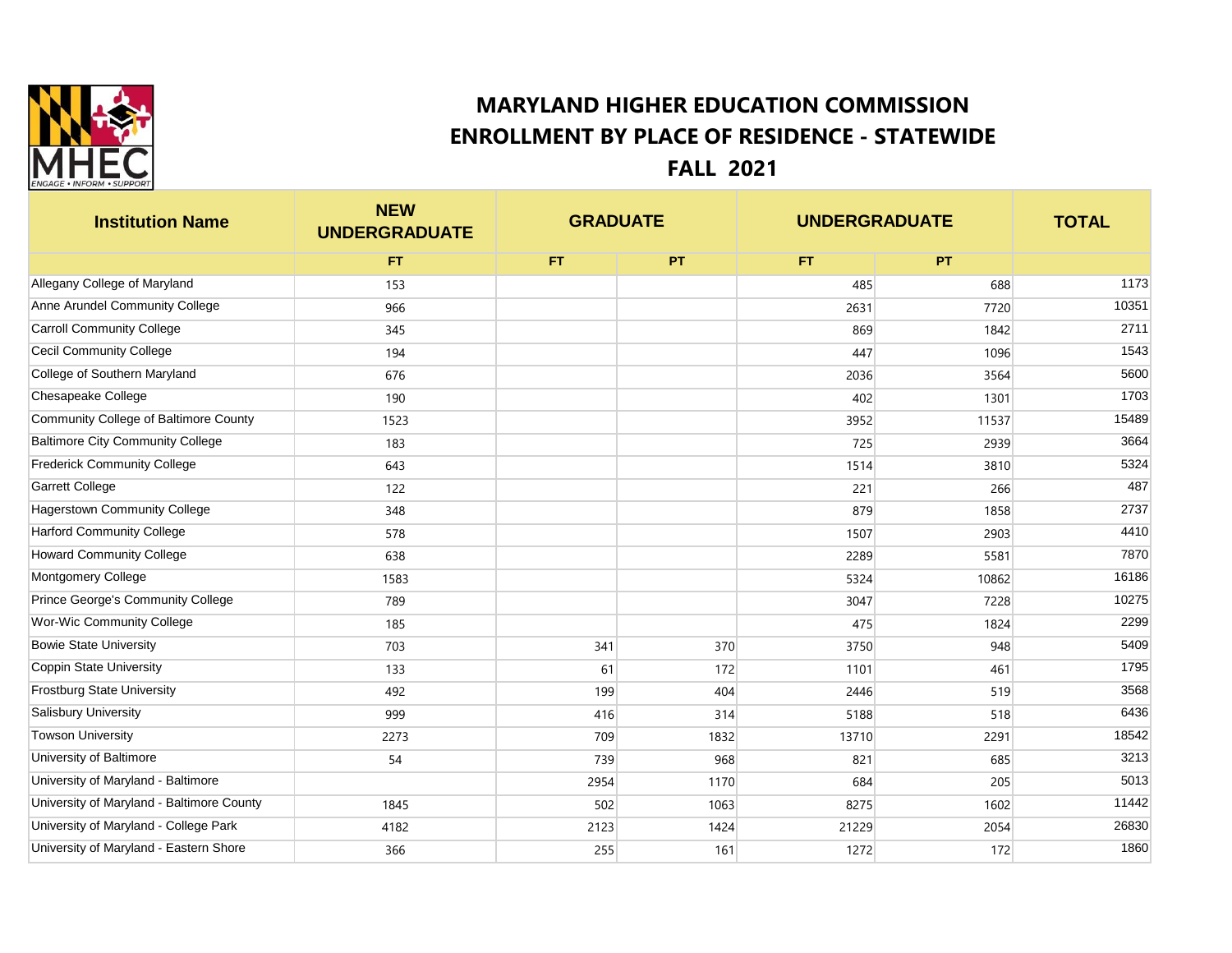# MARYLAND HIGHER EDUCATION COMMISSION
## ENROLLMENT BY PLACE OF RESIDENCE - STATEWIDE
### FALL 2021

| Institution Name | NEW UNDERGRADUATE | GRADUATE | | UNDERGRADUATE | | TOTAL |
|---|---|---|---|---|---|---|
| | FT | FT | PT | FT | PT | |
| Allegany College of Maryland | 153 | | | 485 | 688 | 1173 |
| Anne Arundel Community College | 966 | | | 2631 | 7720 | 10351 |
| Carroll Community College | 345 | | | 869 | 1842 | 2711 |
| Cecil Community College | 194 | | | 447 | 1096 | 1543 |
| College of Southern Maryland | 676 | | | 2036 | 3564 | 5600 |
| Chesapeake College | 190 | | | 402 | 1301 | 1703 |
| Community College of Baltimore County | 1523 | | | 3952 | 11537 | 15489 |
| Baltimore City Community College | 183 | | | 725 | 2939 | 3664 |
| Frederick Community College | 643 | | | 1514 | 3810 | 5324 |
| Garrett College | 122 | | | 221 | 266 | 487 |
| Hagerstown Community College | 348 | | | 879 | 1858 | 2737 |
| Harford Community College | 578 | | | 1507 | 2903 | 4410 |
| Howard Community College | 638 | | | 2289 | 5581 | 7870 |
| Montgomery College | 1583 | | | 5324 | 10862 | 16186 |
| Prince George's Community College | 789 | | | 3047 | 7228 | 10275 |
| Wor-Wic Community College | 185 | | | 475 | 1824 | 2299 |
| Bowie State University | 703 | 341 | 370 | 3750 | 948 | 5409 |
| Coppin State University | 133 | 61 | 172 | 1101 | 461 | 1795 |
| Frostburg State University | 492 | 199 | 404 | 2446 | 519 | 3568 |
| Salisbury University | 999 | 416 | 314 | 5188 | 518 | 6436 |
| Towson University | 2273 | 709 | 1832 | 13710 | 2291 | 18542 |
| University of Baltimore | 54 | 739 | 968 | 821 | 685 | 3213 |
| University of Maryland - Baltimore | | 2954 | 1170 | 684 | 205 | 5013 |
| University of Maryland - Baltimore County | 1845 | 502 | 1063 | 8275 | 1602 | 11442 |
| University of Maryland - College Park | 4182 | 2123 | 1424 | 21229 | 2054 | 26830 |
| University of Maryland - Eastern Shore | 366 | 255 | 161 | 1272 | 172 | 1860 |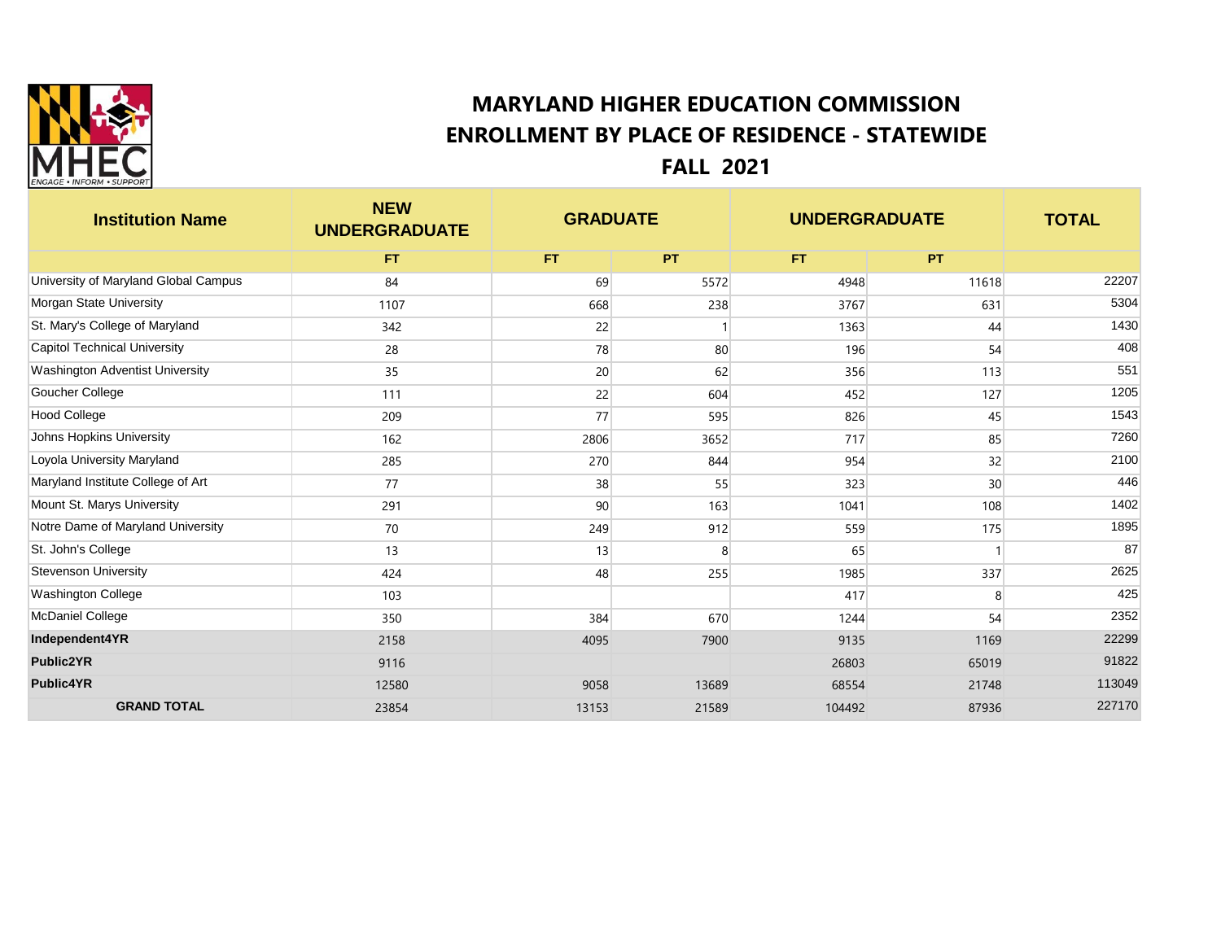# MARYLAND HIGHER EDUCATION COMMISSION
## ENROLLMENT BY PLACE OF RESIDENCE - STATEWIDE
### FALL 2021

| Institution Name | NEW UNDERGRADUATE | GRADUATE | | UNDERGRADUATE | | TOTAL |
|---|---|---|---|---|---|---|
| | FT | FT | PT | FT | PT | |
| University of Maryland Global Campus | 84 | 69 | 5572 | 4948 | 11618 | 22207 |
| Morgan State University | 1107 | 668 | 238 | 3767 | 631 | 5304 |
| St. Mary's College of Maryland | 342 | 22 | 1 | 1363 | 44 | 1430 |
| Capitol Technical University | 28 | 78 | 80 | 196 | 54 | 408 |
| Washington Adventist University | 35 | 20 | 62 | 356 | 113 | 551 |
| Goucher College | 111 | 22 | 604 | 452 | 127 | 1205 |
| Hood College | 209 | 77 | 595 | 826 | 45 | 1543 |
| Johns Hopkins University | 162 | 2806 | 3652 | 717 | 85 | 7260 |
| Loyola University Maryland | 285 | 270 | 844 | 954 | 32 | 2100 |
| Maryland Institute College of Art | 77 | 38 | 55 | 323 | 30 | 446 |
| Mount St. Marys University | 291 | 90 | 163 | 1041 | 108 | 1402 |
| Notre Dame of Maryland University | 70 | 249 | 912 | 559 | 175 | 1895 |
| St. John's College | 13 | 13 | 8 | 65 | 1 | 87 |
| Stevenson University | 424 | 48 | 255 | 1985 | 337 | 2625 |
| Washington College | 103 | | | 417 | 8 | 425 |
| McDaniel College | 350 | 384 | 670 | 1244 | 54 | 2352 |
| **Independent4YR** | 2158 | 4095 | 7900 | 9135 | 1169 | 22299 |
| **Public2YR** | 9116 | | | 26803 | 65019 | 91822 |
| **Public4YR** | 12580 | 9058 | 13689 | 68554 | 21748 | 113049 |
| **GRAND TOTAL** | 23854 | 13153 | 21589 | 104492 | 87936 | 227170 |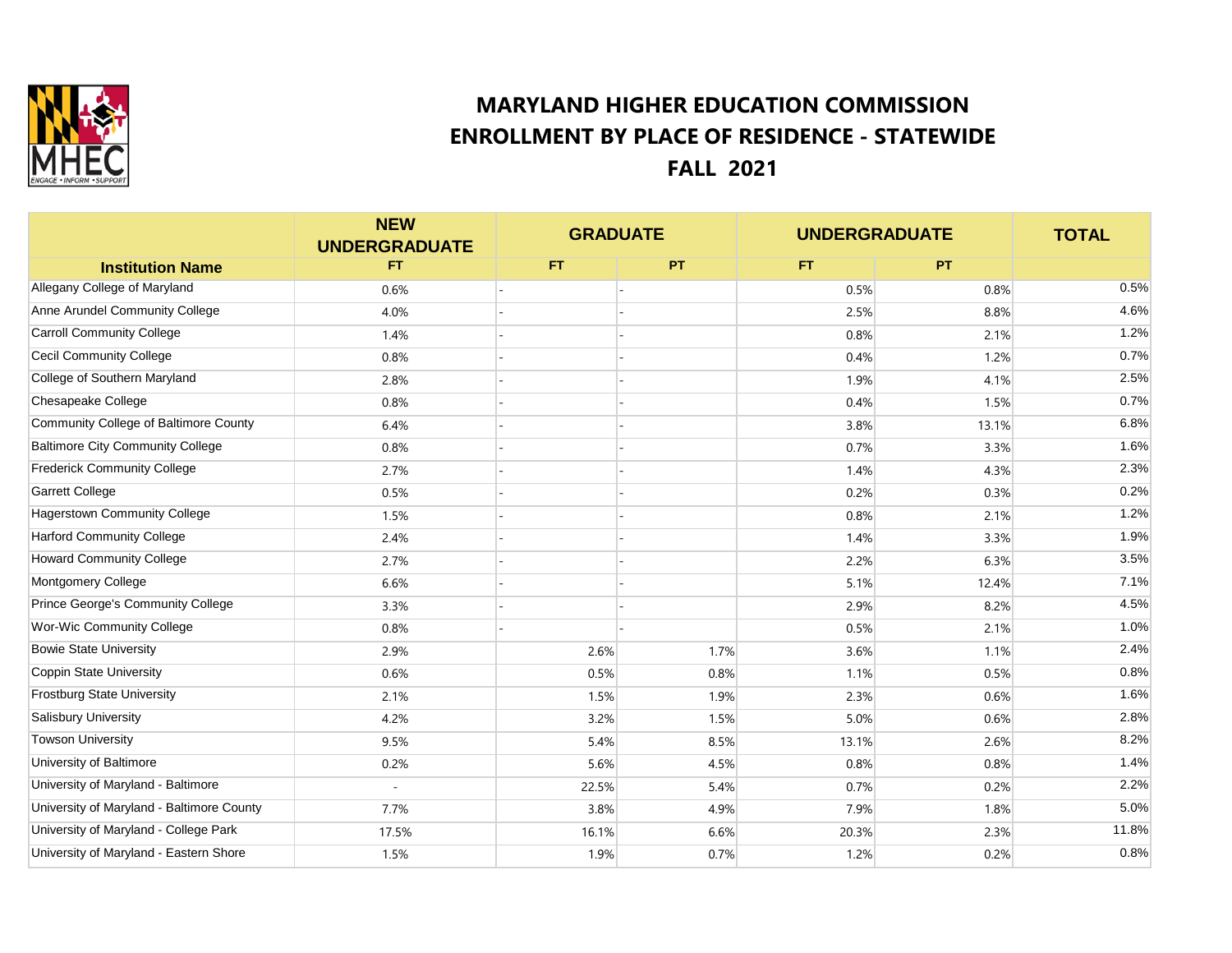# MARYLAND HIGHER EDUCATION COMMISSION
# ENROLLMENT BY PLACE OF RESIDENCE - STATEWIDE
# FALL 2021

| | NEW UNDERGRADUATE | GRADUATE | | UNDERGRADUATE | | TOTAL |
|---|---|---|---|---|---|---|
| **Institution Name** | FT | FT | PT | FT | PT | |
| Allegany College of Maryland | 0.6% | - | - | 0.5% | 0.8% | 0.5% |
| Anne Arundel Community College | 4.0% | - | - | 2.5% | 8.8% | 4.6% |
| Carroll Community College | 1.4% | - | - | 0.8% | 2.1% | 1.2% |
| Cecil Community College | 0.8% | - | - | 0.4% | 1.2% | 0.7% |
| College of Southern Maryland | 2.8% | - | - | 1.9% | 4.1% | 2.5% |
| Chesapeake College | 0.8% | - | - | 0.4% | 1.5% | 0.7% |
| Community College of Baltimore County | 6.4% | - | - | 3.8% | 13.1% | 6.8% |
| Baltimore City Community College | 0.8% | - | - | 0.7% | 3.3% | 1.6% |
| Frederick Community College | 2.7% | - | - | 1.4% | 4.3% | 2.3% |
| Garrett College | 0.5% | - | - | 0.2% | 0.3% | 0.2% |
| Hagerstown Community College | 1.5% | - | - | 0.8% | 2.1% | 1.2% |
| Harford Community College | 2.4% | - | - | 1.4% | 3.3% | 1.9% |
| Howard Community College | 2.7% | - | - | 2.2% | 6.3% | 3.5% |
| Montgomery College | 6.6% | - | - | 5.1% | 12.4% | 7.1% |
| Prince George's Community College | 3.3% | - | - | 2.9% | 8.2% | 4.5% |
| Wor-Wic Community College | 0.8% | - | - | 0.5% | 2.1% | 1.0% |
| Bowie State University | 2.9% | 2.6% | 1.7% | 3.6% | 1.1% | 2.4% |
| Coppin State University | 0.6% | 0.5% | 0.8% | 1.1% | 0.5% | 0.8% |
| Frostburg State University | 2.1% | 1.5% | 1.9% | 2.3% | 0.6% | 1.6% |
| Salisbury University | 4.2% | 3.2% | 1.5% | 5.0% | 0.6% | 2.8% |
| Towson University | 9.5% | 5.4% | 8.5% | 13.1% | 2.6% | 8.2% |
| University of Baltimore | 0.2% | 5.6% | 4.5% | 0.8% | 0.8% | 1.4% |
| University of Maryland - Baltimore | - | 22.5% | 5.4% | 0.7% | 0.2% | 2.2% |
| University of Maryland - Baltimore County | 7.7% | 3.8% | 4.9% | 7.9% | 1.8% | 5.0% |
| University of Maryland - College Park | 17.5% | 16.1% | 6.6% | 20.3% | 2.3% | 11.8% |
| University of Maryland - Eastern Shore | 1.5% | 1.9% | 0.7% | 1.2% | 0.2% | 0.8% |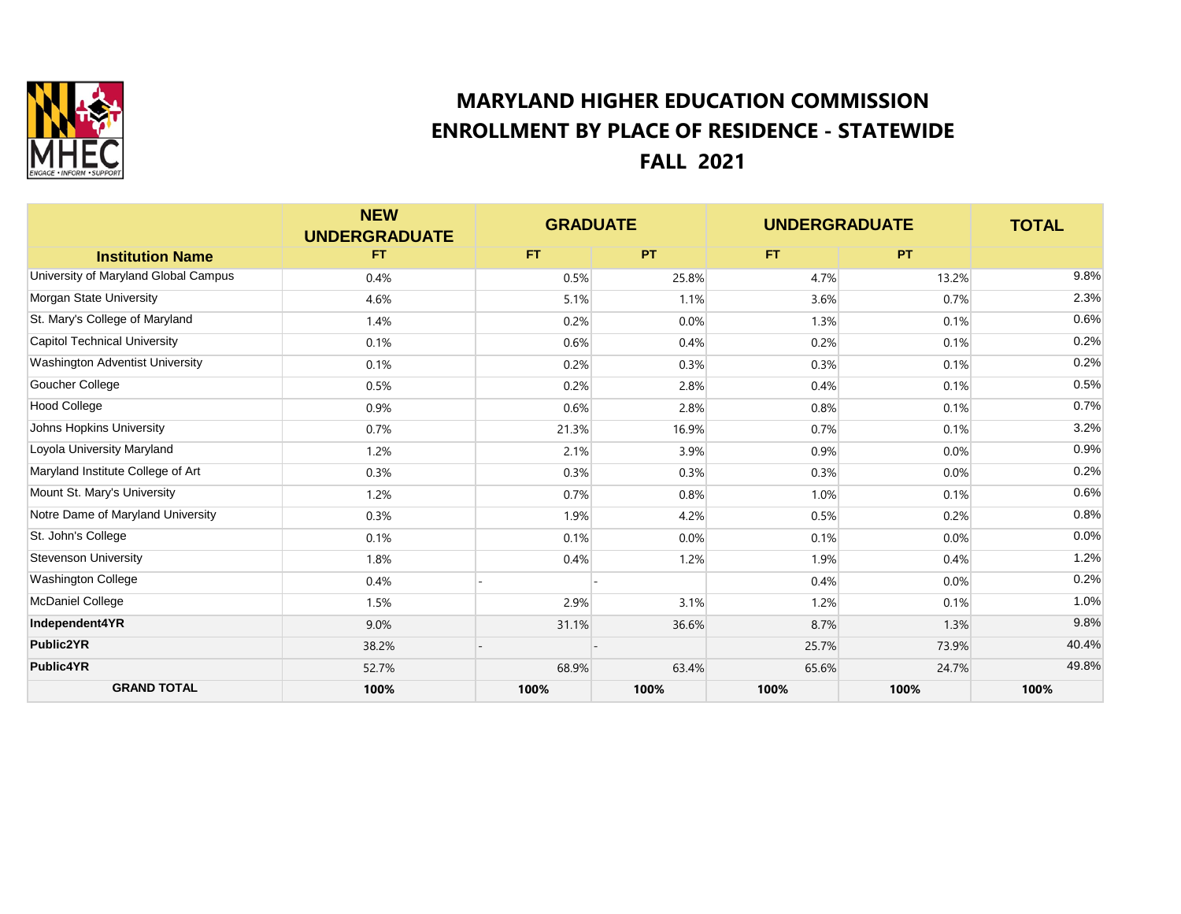# MARYLAND HIGHER EDUCATION COMMISSION
## ENROLLMENT BY PLACE OF RESIDENCE - STATEWIDE
## FALL 2021

| | NEW UNDERGRADUATE | GRADUATE | | UNDERGRADUATE | | TOTAL |
|---|---|---|---|---|---|---|
| **Institution Name** | FT | FT | PT | FT | PT | |
| University of Maryland Global Campus | 0.4% | 0.5% | 25.8% | 4.7% | 13.2% | 9.8% |
| Morgan State University | 4.6% | 5.1% | 1.1% | 3.6% | 0.7% | 2.3% |
| St. Mary's College of Maryland | 1.4% | 0.2% | 0.0% | 1.3% | 0.1% | 0.6% |
| Capitol Technical University | 0.1% | 0.6% | 0.4% | 0.2% | 0.1% | 0.2% |
| Washington Adventist University | 0.1% | 0.2% | 0.3% | 0.3% | 0.1% | 0.2% |
| Goucher College | 0.5% | 0.2% | 2.8% | 0.4% | 0.1% | 0.5% |
| Hood College | 0.9% | 0.6% | 2.8% | 0.8% | 0.1% | 0.7% |
| Johns Hopkins University | 0.7% | 21.3% | 16.9% | 0.7% | 0.1% | 3.2% |
| Loyola University Maryland | 1.2% | 2.1% | 3.9% | 0.9% | 0.0% | 0.9% |
| Maryland Institute College of Art | 0.3% | 0.3% | 0.3% | 0.3% | 0.0% | 0.2% |
| Mount St. Mary's University | 1.2% | 0.7% | 0.8% | 1.0% | 0.1% | 0.6% |
| Notre Dame of Maryland University | 0.3% | 1.9% | 4.2% | 0.5% | 0.2% | 0.8% |
| St. John's College | 0.1% | 0.1% | 0.0% | 0.1% | 0.0% | 0.0% |
| Stevenson University | 1.8% | 0.4% | 1.2% | 1.9% | 0.4% | 1.2% |
| Washington College | 0.4% | - | - | 0.4% | 0.0% | 0.2% |
| McDaniel College | 1.5% | 2.9% | 3.1% | 1.2% | 0.1% | 1.0% |
| **Independent4YR** | 9.0% | 31.1% | 36.6% | 8.7% | 1.3% | 9.8% |
| **Public2YR** | 38.2% | - | - | 25.7% | 73.9% | 40.4% |
| **Public4YR** | 52.7% | 68.9% | 63.4% | 65.6% | 24.7% | 49.8% |
| **GRAND TOTAL** | **100%** | **100%** | **100%** | **100%** | **100%** | **100%** |